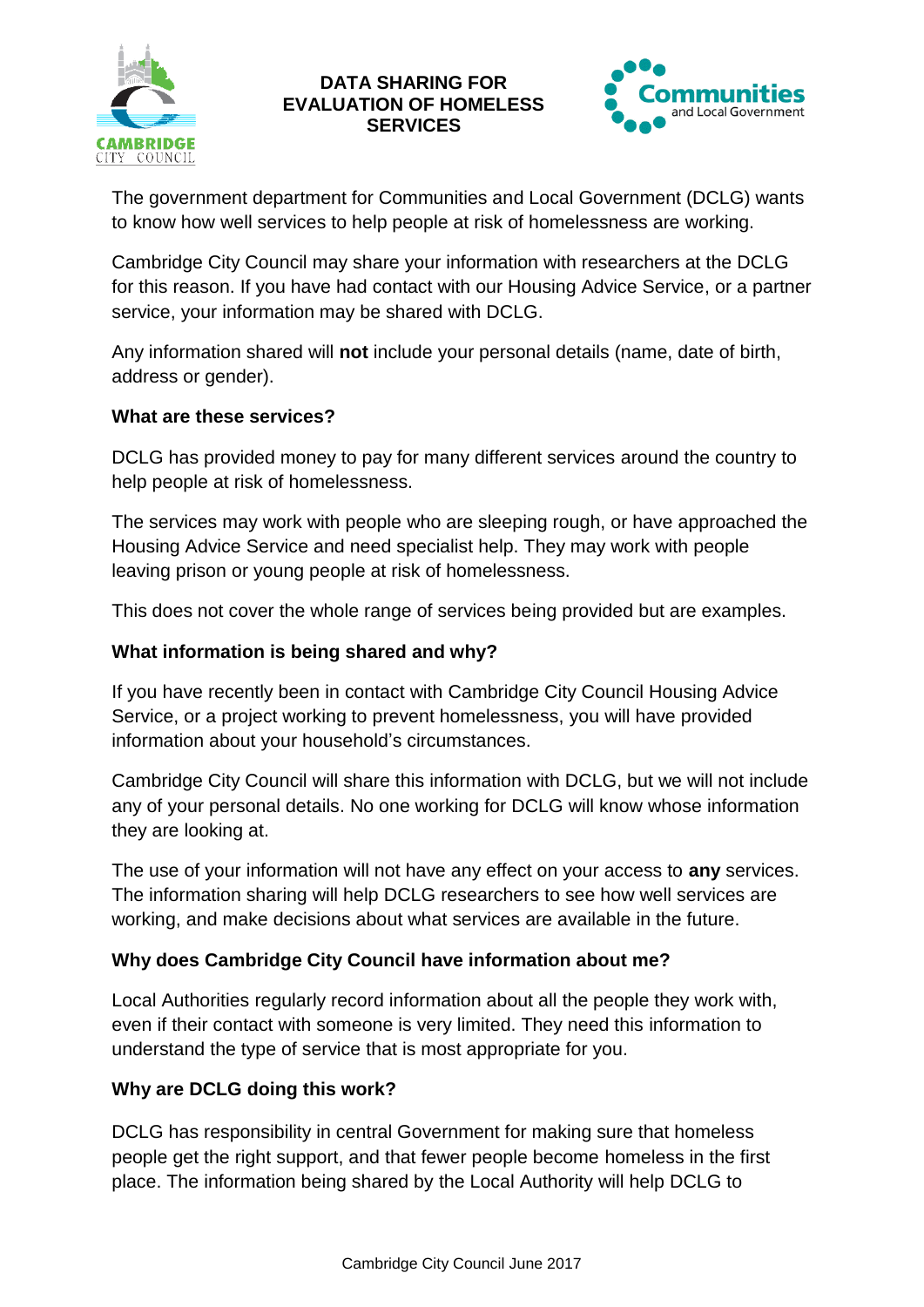# DATA SHARING FOR EVALUATION OF HOMELESS SERVICES

The government department for Communities and Local Government (DCLG) wants to know how well services to help people at risk of homelessness are working.

Cambridge City Council may share your information with researchers at the DCLG for this reason. If you have had contact with our Housing Advice Service, or a partner service, your information may be shared with DCLG.

Any information shared will **not** include your personal details (name, date of birth, address or gender).

**What are these services?**

DCLG has provided money to pay for many different services around the country to help people at risk of homelessness.

The services may work with people who are sleeping rough, or have approached the Housing Advice Service and need specialist help. They may work with people leaving prison or young people at risk of homelessness.

This does not cover the whole range of services being provided but are examples.

**What information is being shared and why?**

If you have recently been in contact with Cambridge City Council Housing Advice Service, or a project working to prevent homelessness, you will have provided information about your household's circumstances.

Cambridge City Council will share this information with DCLG, but we will not include any of your personal details. No one working for DCLG will know whose information they are looking at.

The use of your information will not have any effect on your access to **any** services. The information sharing will help DCLG researchers to see how well services are working, and make decisions about what services are available in the future.

**Why does Cambridge City Council have information about me?**

Local Authorities regularly record information about all the people they work with, even if their contact with someone is very limited. They need this information to understand the type of service that is most appropriate for you.

**Why are DCLG doing this work?**

DCLG has responsibility in central Government for making sure that homeless people get the right support, and that fewer people become homeless in the first place. The information being shared by the Local Authority will help DCLG to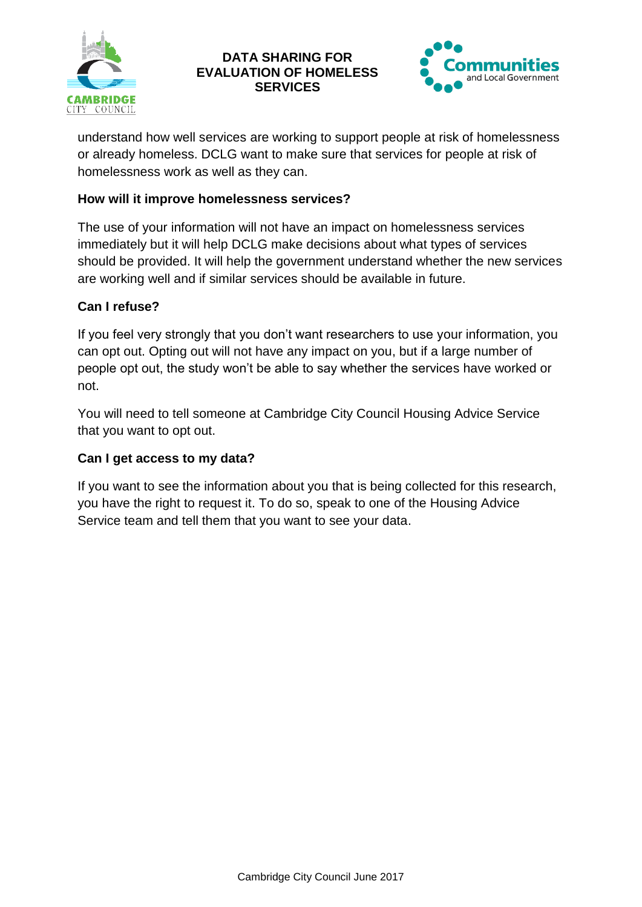understand how well services are working to support people at risk of homelessness or already homeless. DCLG want to make sure that services for people at risk of homelessness work as well as they can.

**How will it improve homelessness services?**

The use of your information will not have an impact on homelessness services immediately but it will help DCLG make decisions about what types of services should be provided. It will help the government understand whether the new services are working well and if similar services should be available in future.

**Can I refuse?**

If you feel very strongly that you don't want researchers to use your information, you can opt out. Opting out will not have any impact on you, but if a large number of people opt out, the study won't be able to say whether the services have worked or not.

You will need to tell someone at Cambridge City Council Housing Advice Service that you want to opt out.

**Can I get access to my data?**

If you want to see the information about you that is being collected for this research, you have the right to request it. To do so, speak to one of the Housing Advice Service team and tell them that you want to see your data.